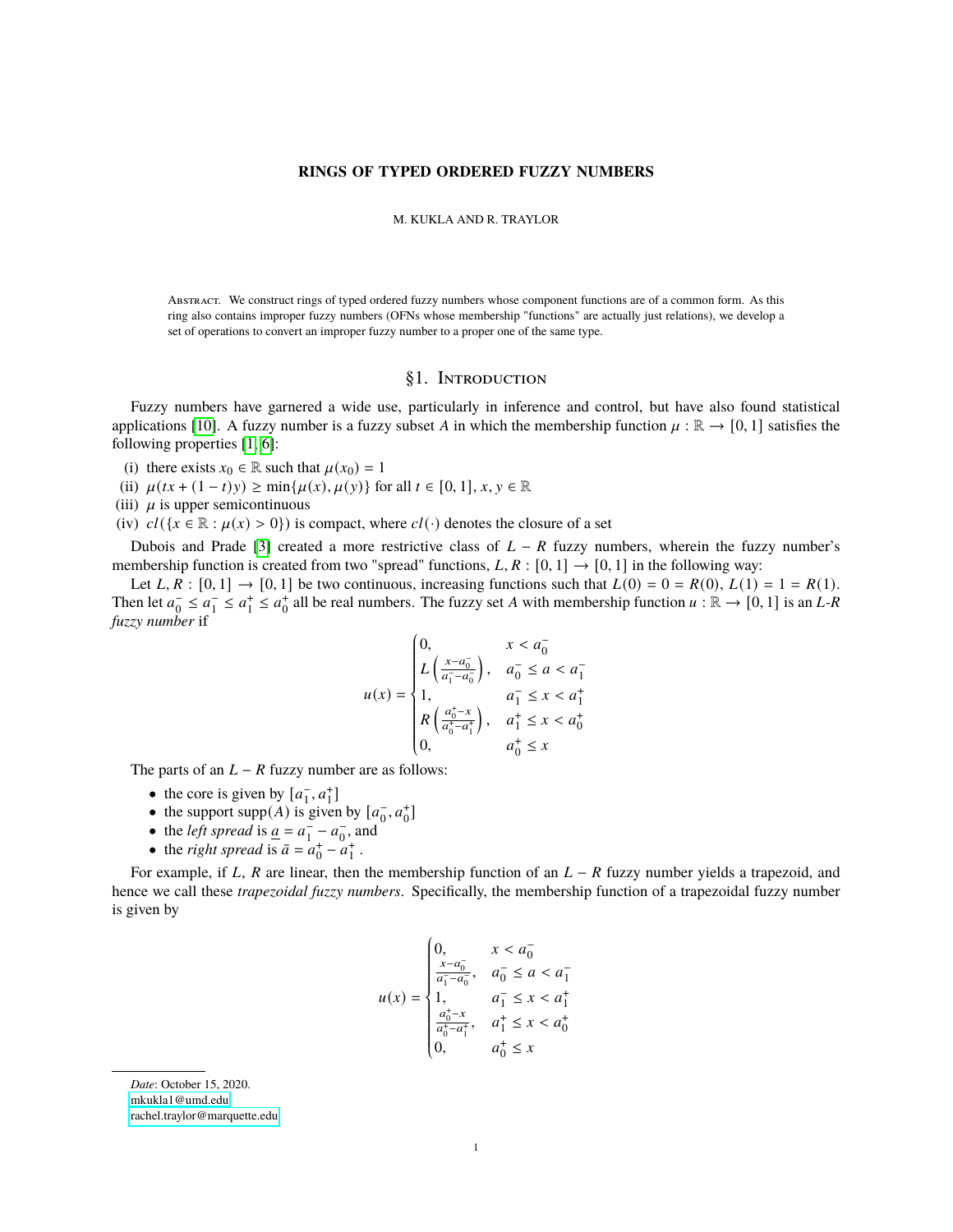# RINGS OF TYPED ORDERED FUZZY NUMBERS

M. KUKLA AND R. TRAYLOR

Abstract. We construct rings of typed ordered fuzzy numbers whose component functions are of a common form. As this ring also contains improper fuzzy numbers (OFNs whose membership "functions" are actually just relations), we develop a set of operations to convert an improper fuzzy number to a proper one of the same type.

## §1. Introduction

Fuzzy numbers have garnered a wide use, particularly in inference and control, but have also found statistical applications [10]. A fuzzy number is a fuzzy subset $A$ in which the membership function $\mu : \mathbb{R} \to [0,1]$ satisfies the following properties [1, 6]:

(i) there exists $x_0 \in \mathbb{R}$ such that $\mu(x_0) = 1$
(ii) $\mu(tx + (1-t)y) \geq \min\{\mu(x), \mu(y)\}$ for all $t \in [0,1]$, $x, y \in \mathbb{R}$
(iii) $\mu$ is upper semicontinuous
(iv) $cl(\{x \in \mathbb{R} : \mu(x) > 0\})$ is compact, where $cl(\cdot)$ denotes the closure of a set

Dubois and Prade [3] created a more restrictive class of $L-R$ fuzzy numbers, wherein the fuzzy number's membership function is created from two "spread" functions, $L, R : [0,1] \to [0,1]$ in the following way:

Let $L, R : [0,1] \to [0,1]$ be two continuous, increasing functions such that $L(0) = 0 = R(0)$, $L(1) = 1 = R(1)$. Then let $a_0^- \leq a_1^- \leq a_1^+ \leq a_0^+$ all be real numbers. The fuzzy set $A$ with membership function $u : \mathbb{R} \to [0,1]$ is an *L-R fuzzy number* if

$$
u(x) = \begin{cases} 0, & x < a_0^- \\ L\left(\frac{x - a_0^-}{a_1^- - a_0^-}\right), & a_0^- \leq a < a_1^- \\ 1, & a_1^- \leq x < a_1^+ \\ R\left(\frac{a_0^+ - x}{a_0^+ - a_1^+}\right), & a_1^+ \leq x < a_0^+ \\ 0, & a_0^+ \leq x \end{cases}
$$

The parts of an $L-R$ fuzzy number are as follows:

- the core is given by $[a_1^-, a_1^+]$
- the support supp$(A)$ is given by $[a_0^-, a_0^+]$
- the *left spread* is $\underline{a} = a_1^- - a_0^-$, and
- the *right spread* is $\bar{a} = a_0^+ - a_1^+$ .

For example, if $L$, $R$ are linear, then the membership function of an $L-R$ fuzzy number yields a trapezoid, and hence we call these *trapezoidal fuzzy numbers*. Specifically, the membership function of a trapezoidal fuzzy number is given by

$$
u(x) = \begin{cases} 0, & x < a_0^- \\ \frac{x - a_0^-}{a_1^- - a_0^-}, & a_0^- \leq a < a_1^- \\ 1, & a_1^- \leq x < a_1^+ \\ \frac{a_0^+ - x}{a_0^+ - a_1^+}, & a_1^+ \leq x < a_0^+ \\ 0, & a_0^+ \leq x \end{cases}
$$

---

*Date*: October 15, 2020.
mkukla1@umd.edu
rachel.traylor@marquette.edu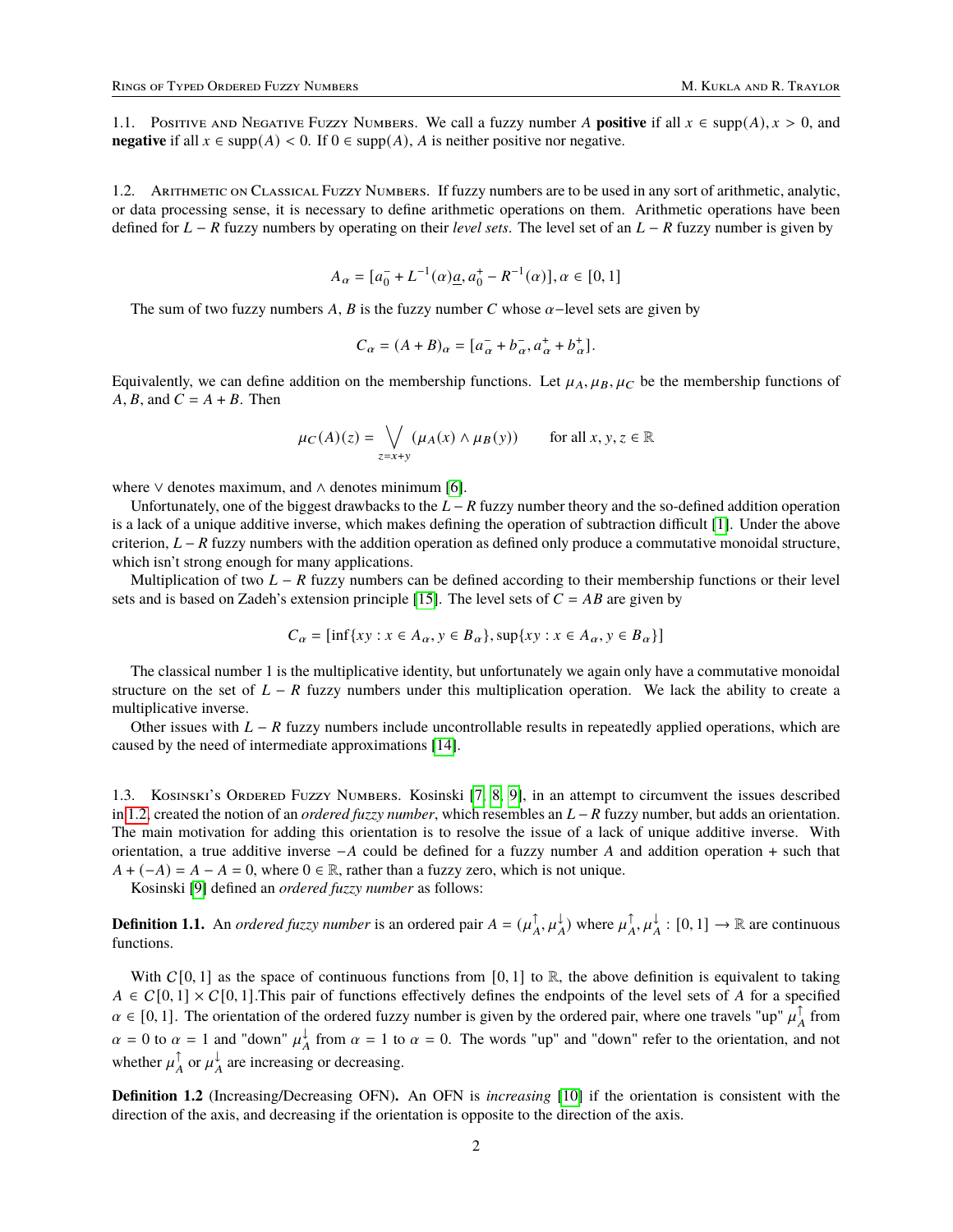### 1.1. Positive and Negative Fuzzy Numbers.

We call a fuzzy number $A$ **positive** if all $x \in \text{supp}(A), x > 0$, and **negative** if all $x \in \text{supp}(A) < 0$. If $0 \in \text{supp}(A)$, $A$ is neither positive nor negative.

### 1.2. Arithmetic on Classical Fuzzy Numbers.

If fuzzy numbers are to be used in any sort of arithmetic, analytic, or data processing sense, it is necessary to define arithmetic operations on them. Arithmetic operations have been defined for $L - R$ fuzzy numbers by operating on their *level sets*. The level set of an $L - R$ fuzzy number is given by

$$A_\alpha = [a_0^- + L^{-1}(\alpha)\underline{a}, a_0^+ - R^{-1}(\alpha)], \alpha \in [0, 1]$$

The sum of two fuzzy numbers $A, B$ is the fuzzy number $C$ whose $\alpha-$level sets are given by

$$C_\alpha = (A + B)_\alpha = [a_\alpha^- + b_\alpha^-, a_\alpha^+ + b_\alpha^+].$$

Equivalently, we can define addition on the membership functions. Let $\mu_A, \mu_B, \mu_C$ be the membership functions of $A, B$, and $C = A + B$. Then

$$\mu_C(A)(z) = \bigvee_{z=x+y} (\mu_A(x) \wedge \mu_B(y)) \qquad \text{for all } x, y, z \in \mathbb{R}$$

where $\vee$ denotes maximum, and $\wedge$ denotes minimum [6].

Unfortunately, one of the biggest drawbacks to the $L - R$ fuzzy number theory and the so-defined addition operation is a lack of a unique additive inverse, which makes defining the operation of subtraction difficult [1]. Under the above criterion, $L - R$ fuzzy numbers with the addition operation as defined only produce a commutative monoidal structure, which isn't strong enough for many applications.

Multiplication of two $L - R$ fuzzy numbers can be defined according to their membership functions or their level sets and is based on Zadeh's extension principle [15]. The level sets of $C = AB$ are given by

$$C_\alpha = [\inf\{xy : x \in A_\alpha, y \in B_\alpha\}, \sup\{xy : x \in A_\alpha, y \in B_\alpha\}]$$

The classical number 1 is the multiplicative identity, but unfortunately we again only have a commutative monoidal structure on the set of $L - R$ fuzzy numbers under this multiplication operation. We lack the ability to create a multiplicative inverse.

Other issues with $L - R$ fuzzy numbers include uncontrollable results in repeatedly applied operations, which are caused by the need of intermediate approximations [14].

### 1.3. Kosinski's Ordered Fuzzy Numbers.

Kosinski [7, 8, 9], in an attempt to circumvent the issues described in 1.2, created the notion of an *ordered fuzzy number*, which resembles an $L - R$ fuzzy number, but adds an orientation. The main motivation for adding this orientation is to resolve the issue of a lack of unique additive inverse. With orientation, a true additive inverse $-A$ could be defined for a fuzzy number $A$ and addition operation $+$ such that $A + (-A) = A - A = 0$, where $0 \in \mathbb{R}$, rather than a fuzzy zero, which is not unique.

Kosinski [9] defined an *ordered fuzzy number* as follows:

**Definition 1.1.** An *ordered fuzzy number* is an ordered pair $A = (\mu_A^\uparrow, \mu_A^\downarrow)$ where $\mu_A^\uparrow, \mu_A^\downarrow : [0, 1] \to \mathbb{R}$ are continuous functions.

With $C[0, 1]$ as the space of continuous functions from $[0, 1]$ to $\mathbb{R}$, the above definition is equivalent to taking $A \in C[0, 1] \times C[0, 1]$.This pair of functions effectively defines the endpoints of the level sets of $A$ for a specified $\alpha \in [0, 1]$. The orientation of the ordered fuzzy number is given by the ordered pair, where one travels "up" $\mu_A^\uparrow$ from $\alpha = 0$ to $\alpha = 1$ and "down" $\mu_A^\downarrow$ from $\alpha = 1$ to $\alpha = 0$. The words "up" and "down" refer to the orientation, and not whether $\mu_A^\uparrow$ or $\mu_A^\downarrow$ are increasing or decreasing.

**Definition 1.2** (Increasing/Decreasing OFN)**.** An OFN is *increasing* [10] if the orientation is consistent with the direction of the axis, and decreasing if the orientation is opposite to the direction of the axis.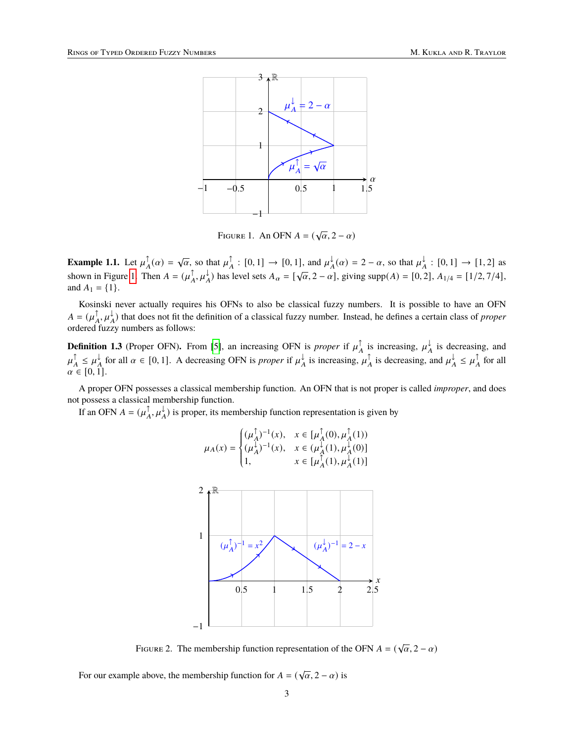3 ℝ

$\mu_A^{\downarrow} = 2 - \alpha$

$\mu_A^{\uparrow} = \sqrt{\alpha}$

2

1

−1

−1 −0.5 0.5 1 1.5 α

Figure 1. An OFN $A = (\sqrt{\alpha}, 2 - \alpha)$

**Example 1.1.** Let $\mu_A^{\uparrow}(\alpha) = \sqrt{\alpha}$, so that $\mu_A^{\uparrow} : [0, 1] \to [0, 1]$, and $\mu_A^{\downarrow}(\alpha) = 2 - \alpha$, so that $\mu_A^{\downarrow} : [0, 1] \to [1, 2]$ as shown in Figure 1. Then $A = (\mu_A^{\uparrow}, \mu_A^{\downarrow})$ has level sets $A_\alpha = [\sqrt{\alpha}, 2 - \alpha]$, giving $\text{supp}(A) = [0, 2]$, $A_{1/4} = [1/2, 7/4]$, and $A_1 = \{1\}$.

Kosinski never actually requires his OFNs to also be classical fuzzy numbers. It is possible to have an OFN $A = (\mu_A^{\uparrow}, \mu_A^{\downarrow})$ that does not fit the definition of a classical fuzzy number. Instead, he defines a certain class of *proper* ordered fuzzy numbers as follows:

**Definition 1.3** (Proper OFN)**.** From [5], an increasing OFN is *proper* if $\mu_A^{\uparrow}$ is increasing, $\mu_A^{\downarrow}$ is decreasing, and $\mu_A^{\uparrow} \leq \mu_A^{\downarrow}$ for all $\alpha \in [0, 1]$. A decreasing OFN is *proper* if $\mu_A^{\downarrow}$ is increasing, $\mu_A^{\uparrow}$ is decreasing, and $\mu_A^{\downarrow} \leq \mu_A^{\uparrow}$ for all $\alpha \in [0, 1]$.

A proper OFN possesses a classical membership function. An OFN that is not proper is called *improper*, and does not possess a classical membership function.

If an OFN $A = (\mu_A^{\uparrow}, \mu_A^{\downarrow})$ is proper, its membership function representation is given by

$$\mu_A(x) = \begin{cases} (\mu_A^{\uparrow})^{-1}(x), & x \in [\mu_A^{\uparrow}(0), \mu_A^{\uparrow}(1)) \\ (\mu_A^{\downarrow})^{-1}(x), & x \in (\mu_A^{\downarrow}(1), \mu_A^{\downarrow}(0)] \\ 1, & x \in [\mu_A^{\uparrow}(1), \mu_A^{\downarrow}(1)] \end{cases}$$

2 ℝ

$(\mu_A^{\uparrow})^{-1} = x^2$

$(\mu_A^{\downarrow})^{-1} = 2 - x$

1

−1

0.5 1 1.5 2 2.5 x

Figure 2. The membership function representation of the OFN $A = (\sqrt{\alpha}, 2 - \alpha)$

For our example above, the membership function for $A = (\sqrt{\alpha}, 2 - \alpha)$ is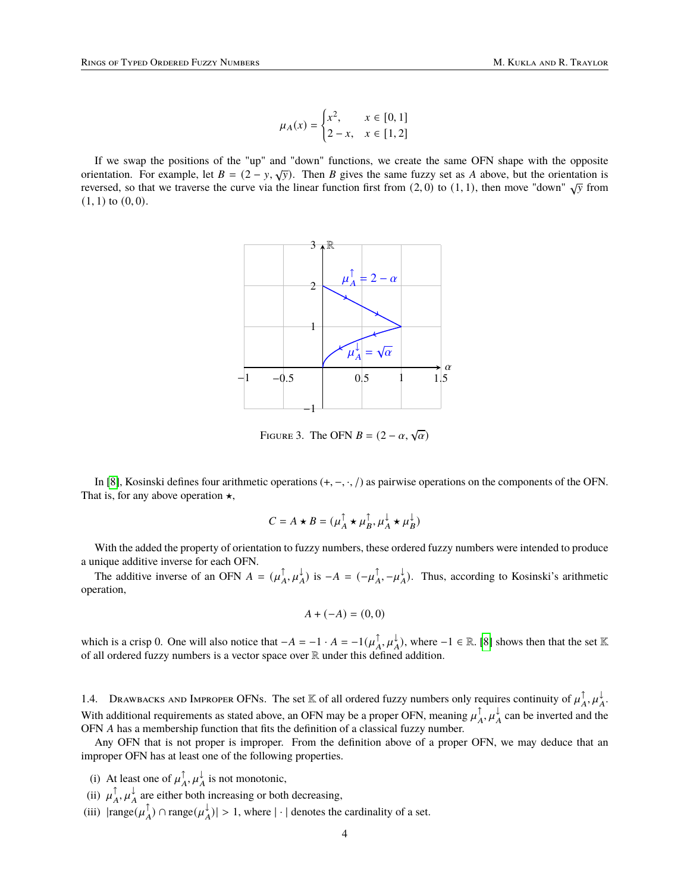$$\mu_A(x) = \begin{cases} x^2, & x \in [0,1] \\ 2-x, & x \in [1,2] \end{cases}$$

If we swap the positions of the "up" and "down" functions, we create the same OFN shape with the opposite orientation. For example, let $B = (2-y, \sqrt{y})$. Then $B$ gives the same fuzzy set as $A$ above, but the orientation is reversed, so that we traverse the curve via the linear function first from $(2,0)$ to $(1,1)$, then move "down" $\sqrt{y}$ from $(1,1)$ to $(0,0)$.

3 ℝ
$\mu_A^{\uparrow} = 2-\alpha$
2
1
$\mu_A^{\downarrow} = \sqrt{\alpha}$
$\alpha$
−1 −0.5 0.5 1 1.5
−1

FIGURE 3. The OFN $B = (2-\alpha, \sqrt{\alpha})$

In [8], Kosinski defines four arithmetic operations $(+, -, \cdot, /)$ as pairwise operations on the components of the OFN. That is, for any above operation $\star$,

$$C = A \star B = (\mu_A^{\uparrow} \star \mu_B^{\uparrow}, \mu_A^{\downarrow} \star \mu_B^{\downarrow})$$

With the added the property of orientation to fuzzy numbers, these ordered fuzzy numbers were intended to produce a unique additive inverse for each OFN.

The additive inverse of an OFN $A = (\mu_A^{\uparrow}, \mu_A^{\downarrow})$ is $-A = (-\mu_A^{\uparrow}, -\mu_A^{\downarrow})$. Thus, according to Kosinski's arithmetic operation,

$$A + (-A) = (0, 0)$$

which is a crisp 0. One will also notice that $-A = -1 \cdot A = -1(\mu_A^{\uparrow}, \mu_A^{\downarrow})$, where $-1 \in \mathbb{R}$. [8] shows then that the set $\mathbb{K}$ of all ordered fuzzy numbers is a vector space over $\mathbb{R}$ under this defined addition.

### 1.4. Drawbacks and Improper OFNs.

The set $\mathbb{K}$ of all ordered fuzzy numbers only requires continuity of $\mu_A^{\uparrow}, \mu_A^{\downarrow}$. With additional requirements as stated above, an OFN may be a proper OFN, meaning $\mu_A^{\uparrow}, \mu_A^{\downarrow}$ can be inverted and the OFN $A$ has a membership function that fits the definition of a classical fuzzy number.

Any OFN that is not proper is improper. From the definition above of a proper OFN, we may deduce that an improper OFN has at least one of the following properties.

(i) At least one of $\mu_A^{\uparrow}, \mu_A^{\downarrow}$ is not monotonic,
(ii) $\mu_A^{\uparrow}, \mu_A^{\downarrow}$ are either both increasing or both decreasing,
(iii) $|\text{range}(\mu_A^{\uparrow}) \cap \text{range}(\mu_A^{\downarrow})| > 1$, where $|\cdot|$ denotes the cardinality of a set.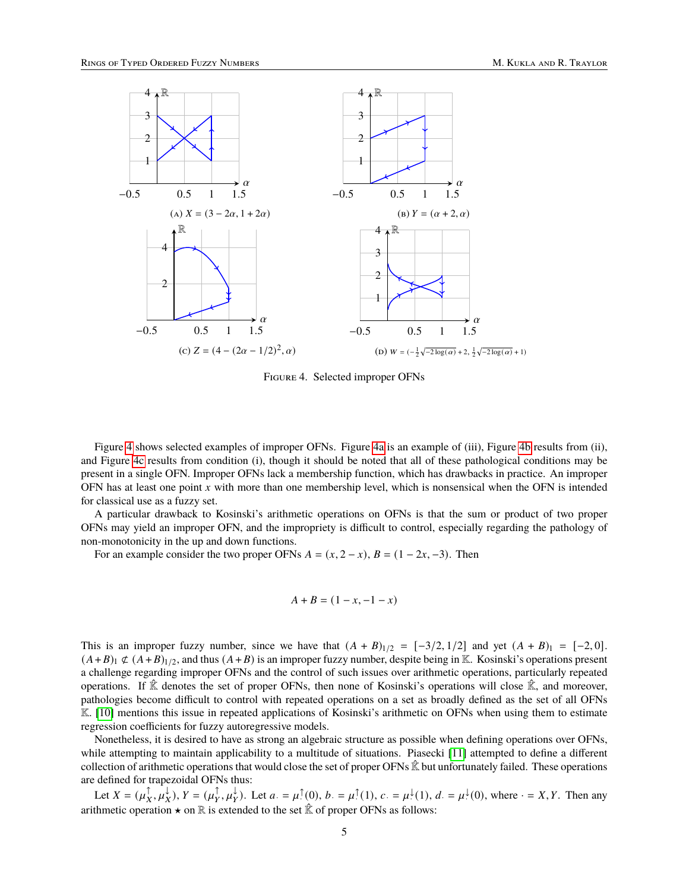(A) $X = (3 - 2\alpha, 1 + 2\alpha)$

(B) $Y = (\alpha + 2, \alpha)$

(C) $Z = (4 - (2\alpha - 1/2)^2, \alpha)$

(D) $W = (-\frac{1}{2}\sqrt{-2\log(\alpha)} + 2, \frac{1}{2}\sqrt{-2\log(\alpha)} + 1)$

Figure 4. Selected improper OFNs

Figure 4 shows selected examples of improper OFNs. Figure 4a is an example of (iii), Figure 4b results from (ii), and Figure 4c results from condition (i), though it should be noted that all of these pathological conditions may be present in a single OFN. Improper OFNs lack a membership function, which has drawbacks in practice. An improper OFN has at least one point $x$ with more than one membership level, which is nonsensical when the OFN is intended for classical use as a fuzzy set.

A particular drawback to Kosinski's arithmetic operations on OFNs is that the sum or product of two proper OFNs may yield an improper OFN, and the impropriety is difficult to control, especially regarding the pathology of non-monotonicity in the up and down functions.

For an example consider the two proper OFNs $A = (x, 2 - x)$, $B = (1 - 2x, -3)$. Then

$$A + B = (1 - x, -1 - x)$$

This is an improper fuzzy number, since we have that $(A + B)_{1/2} = [-3/2, 1/2]$ and yet $(A + B)_1 = [-2, 0]$. $(A + B)_1 \not\subset (A + B)_{1/2}$, and thus $(A + B)$ is an improper fuzzy number, despite being in $\mathbb{K}$. Kosinski's operations present a challenge regarding improper OFNs and the control of such issues over arithmetic operations, particularly repeated operations. If $\hat{\mathbb{K}}$ denotes the set of proper OFNs, then none of Kosinski's operations will close $\hat{\mathbb{K}}$, and moreover, pathologies become difficult to control with repeated operations on a set as broadly defined as the set of all OFNs $\mathbb{K}$. [10] mentions this issue in repeated applications of Kosinski's arithmetic on OFNs when using them to estimate regression coefficients for fuzzy autoregressive models.

Nonetheless, it is desired to have as strong an algebraic structure as possible when defining operations over OFNs, while attempting to maintain applicability to a multitude of situations. Piasecki [11] attempted to define a different collection of arithmetic operations that would close the set of proper OFNs $\hat{\mathbb{K}}$ but unfortunately failed. These operations are defined for trapezoidal OFNs thus:

Let $X = (\mu_X^{\uparrow}, \mu_X^{\downarrow})$, $Y = (\mu_Y^{\uparrow}, \mu_Y^{\downarrow})$. Let $a_\cdot = \mu_\cdot^{\uparrow}(0)$, $b_\cdot = \mu_\cdot^{\uparrow}(1)$, $c_\cdot = \mu_\cdot^{\downarrow}(1)$, $d_\cdot = \mu_\cdot^{\downarrow}(0)$, where $\cdot = X, Y$. Then any arithmetic operation $\star$ on $\mathbb{R}$ is extended to the set $\hat{\mathbb{K}}$ of proper OFNs as follows: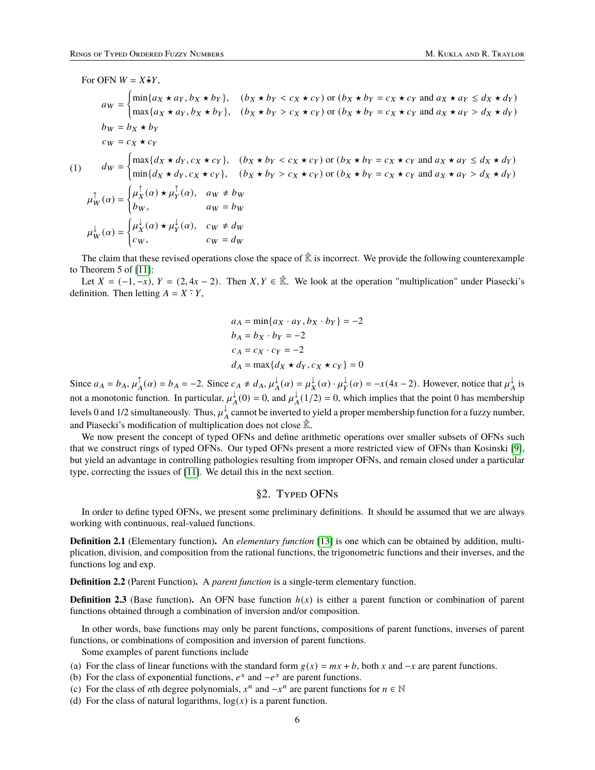For OFN $W = X \tilde{\star} Y$,

$$
\begin{aligned}
a_W &= \begin{cases} \min\{a_X \star a_Y, b_X \star b_Y\}, & (b_X \star b_Y < c_X \star c_Y) \text{ or } (b_X \star b_Y = c_X \star c_Y \text{ and } a_X \star a_Y \leq d_X \star d_Y) \\ \max\{a_X \star a_Y, b_X \star b_Y\}, & (b_X \star b_Y > c_X \star c_Y) \text{ or } (b_X \star b_Y = c_X \star c_Y \text{ and } a_X \star a_Y > d_X \star d_Y) \end{cases} \\
b_W &= b_X \star b_Y \\
c_W &= c_X \star c_Y \\
d_W &= \begin{cases} \max\{d_X \star d_Y, c_X \star c_Y\}, & (b_X \star b_Y < c_X \star c_Y) \text{ or } (b_X \star b_Y = c_X \star c_Y \text{ and } a_X \star a_Y \leq d_X \star d_Y) \\ \min\{d_X \star d_Y, c_X \star c_Y\}, & (b_X \star b_Y > c_X \star c_Y) \text{ or } (b_X \star b_Y = c_X \star c_Y \text{ and } a_X \star a_Y > d_X \star d_Y) \end{cases} \\
\mu_W^{\uparrow}(\alpha) &= \begin{cases} \mu_X^{\uparrow}(\alpha) \star \mu_Y^{\uparrow}(\alpha), & a_W \neq b_W \\ b_W, & a_W = b_W \end{cases} \\
\mu_W^{\downarrow}(\alpha) &= \begin{cases} \mu_X^{\downarrow}(\alpha) \star \mu_Y^{\downarrow}(\alpha), & c_W \neq d_W \\ c_W, & c_W = d_W \end{cases}
\end{aligned} \tag{1}
$$

The claim that these revised operations close the space of $\hat{\mathbb{K}}$ is incorrect. We provide the following counterexample to Theorem 5 of [11]:

Let $X = (-1, -x)$, $Y = (2, 4x-2)$. Then $X, Y \in \hat{\mathbb{K}}$. We look at the operation "multiplication" under Piasecki's definition. Then letting $A = X \tilde{\cdot} Y$,

$$
\begin{aligned}
a_A &= \min\{a_X \cdot a_Y, b_X \cdot b_Y\} = -2 \\
b_A &= b_X \cdot b_Y = -2 \\
c_A &= c_X \cdot c_Y = -2 \\
d_A &= \max\{d_X \star d_Y, c_X \star c_Y\} = 0
\end{aligned}
$$

Since $a_A = b_A$, $\mu_A^{\uparrow}(\alpha) = b_A = -2$. Since $c_A \neq d_A$, $\mu_A^{\downarrow}(\alpha) = \mu_X^{\downarrow}(\alpha) \cdot \mu_Y^{\downarrow}(\alpha) = -x(4x-2)$. However, notice that $\mu_A^{\downarrow}$ is not a monotonic function. In particular, $\mu_A^{\downarrow}(0) = 0$, and $\mu_A^{\downarrow}(1/2) = 0$, which implies that the point 0 has membership levels 0 and 1/2 simultaneously. Thus, $\mu_A^{\downarrow}$ cannot be inverted to yield a proper membership function for a fuzzy number, and Piasecki's modification of multiplication does not close $\hat{\mathbb{K}}$.

We now present the concept of typed OFNs and define arithmetic operations over smaller subsets of OFNs such that we construct rings of typed OFNs. Our typed OFNs present a more restricted view of OFNs than Kosinski [9], but yield an advantage in controlling pathologies resulting from improper OFNs, and remain closed under a particular type, correcting the issues of [11]. We detail this in the next section.

## §2. Typed OFNs

In order to define typed OFNs, we present some preliminary definitions. It should be assumed that we are always working with continuous, real-valued functions.

**Definition 2.1** (Elementary function)**.** An *elementary function* [13] is one which can be obtained by addition, multiplication, division, and composition from the rational functions, the trigonometric functions and their inverses, and the functions log and exp.

**Definition 2.2** (Parent Function)**.** A *parent function* is a single-term elementary function.

**Definition 2.3** (Base function)**.** An OFN base function $h(x)$ is either a parent function or combination of parent functions obtained through a combination of inversion and/or composition.

In other words, base functions may only be parent functions, compositions of parent functions, inverses of parent functions, or combinations of composition and inversion of parent functions.

Some examples of parent functions include

(a) For the class of linear functions with the standard form $g(x) = mx + b$, both $x$ and $-x$ are parent functions.
(b) For the class of exponential functions, $e^x$ and $-e^x$ are parent functions.
(c) For the class of $n$th degree polynomials, $x^n$ and $-x^n$ are parent functions for $n \in \mathbb{N}$
(d) For the class of natural logarithms, $\log(x)$ is a parent function.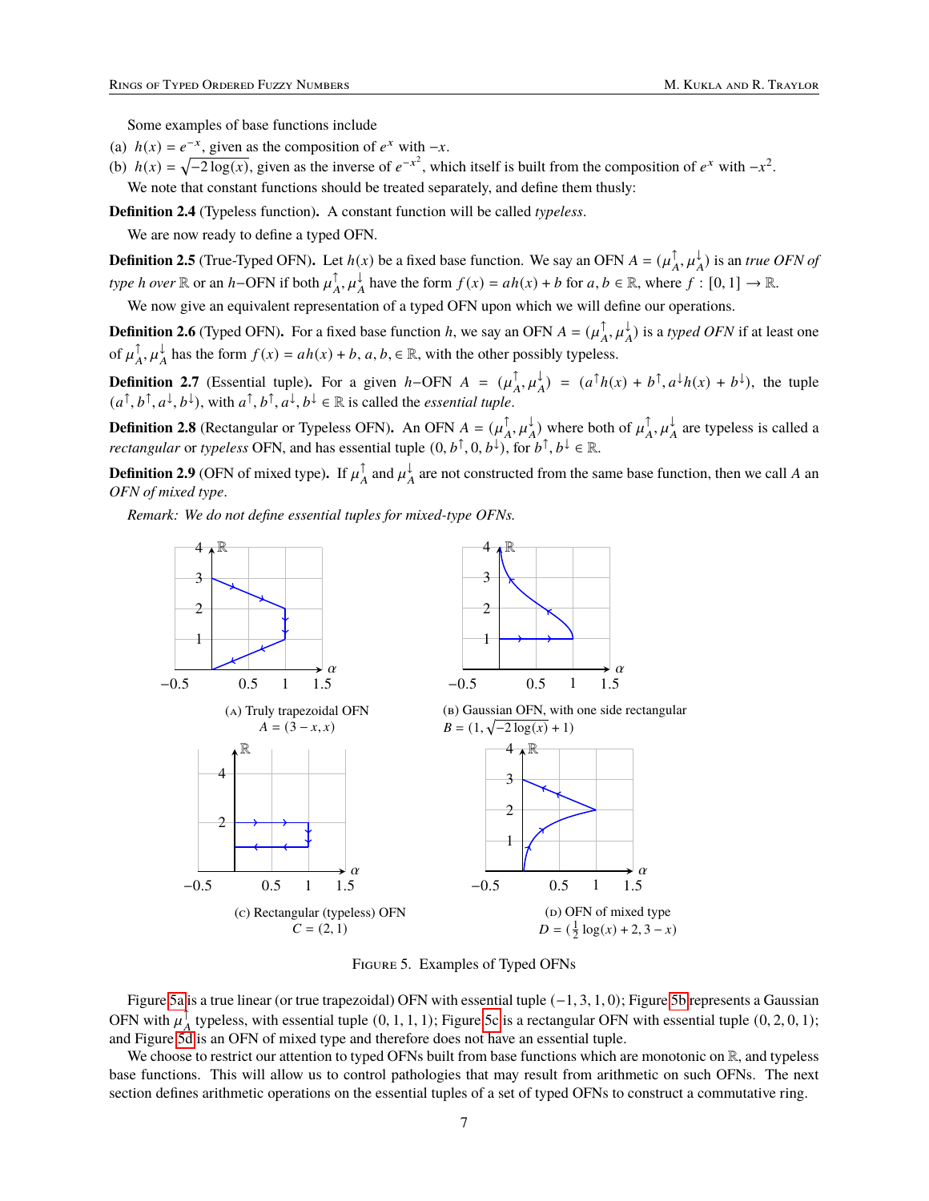Some examples of base functions include

(a) $h(x) = e^{-x}$, given as the composition of $e^x$ with $-x$.
(b) $h(x) = \sqrt{-2\log(x)}$, given as the inverse of $e^{-x^2}$, which itself is built from the composition of $e^x$ with $-x^2$.

We note that constant functions should be treated separately, and define them thusly:

**Definition 2.4** (Typeless function)**.** A constant function will be called *typeless*.

We are now ready to define a typed OFN.

**Definition 2.5** (True-Typed OFN)**.** Let $h(x)$ be a fixed base function. We say an OFN $A = (\mu_A^{\uparrow}, \mu_A^{\downarrow})$ is an *true OFN of type h over* $\mathbb{R}$ or an $h-$OFN if both $\mu_A^{\uparrow}, \mu_A^{\downarrow}$ have the form $f(x) = ah(x) + b$ for $a, b \in \mathbb{R}$, where $f : [0, 1] \to \mathbb{R}$.

We now give an equivalent representation of a typed OFN upon which we will define our operations.

**Definition 2.6** (Typed OFN)**.** For a fixed base function $h$, we say an OFN $A = (\mu_A^{\uparrow}, \mu_A^{\downarrow})$ is a *typed OFN* if at least one of $\mu_A^{\uparrow}, \mu_A^{\downarrow}$ has the form $f(x) = ah(x) + b$, $a, b, \in \mathbb{R}$, with the other possibly typeless.

**Definition 2.7** (Essential tuple)**.** For a given $h-$OFN $A = (\mu_A^{\uparrow}, \mu_A^{\downarrow}) = (a^{\uparrow}h(x) + b^{\uparrow}, a^{\downarrow}h(x) + b^{\downarrow})$, the tuple $(a^{\uparrow}, b^{\uparrow}, a^{\downarrow}, b^{\downarrow})$, with $a^{\uparrow}, b^{\uparrow}, a^{\downarrow}, b^{\downarrow} \in \mathbb{R}$ is called the *essential tuple*.

**Definition 2.8** (Rectangular or Typeless OFN)**.** An OFN $A = (\mu_A^{\uparrow}, \mu_A^{\downarrow})$ where both of $\mu_A^{\uparrow}, \mu_A^{\downarrow}$ are typeless is called a *rectangular* or *typeless* OFN, and has essential tuple $(0, b^{\uparrow}, 0, b^{\downarrow})$, for $b^{\uparrow}, b^{\downarrow} \in \mathbb{R}$.

**Definition 2.9** (OFN of mixed type)**.** If $\mu_A^{\uparrow}$ and $\mu_A^{\downarrow}$ are not constructed from the same base function, then we call $A$ an *OFN of mixed type*.

*Remark: We do not define essential tuples for mixed-type OFNs.*

4 ℝ
3
2
1
−0.5 0.5 1 1.5 α

(a) Truly trapezoidal OFN
$A = (3 - x, x)$

4 ℝ
3
2
1
−0.5 0.5 1 1.5 α

(b) Gaussian OFN, with one side rectangular
$B = (1, \sqrt{-2\log(x)} + 1)$

ℝ
4
2
−0.5 0.5 1 1.5 α

(c) Rectangular (typeless) OFN
$C = (2, 1)$

4 ℝ
3
2
1
−0.5 0.5 1 1.5 α

(d) OFN of mixed type
$D = (\frac{1}{2}\log(x) + 2, 3 - x)$

Figure 5. Examples of Typed OFNs

Figure 5a is a true linear (or true trapezoidal) OFN with essential tuple $(-1, 3, 1, 0)$; Figure 5b represents a Gaussian OFN with $\mu_A^{\uparrow}$ typeless, with essential tuple $(0, 1, 1, 1)$; Figure 5c is a rectangular OFN with essential tuple $(0, 2, 0, 1)$; and Figure 5d is an OFN of mixed type and therefore does not have an essential tuple.

We choose to restrict our attention to typed OFNs built from base functions which are monotonic on $\mathbb{R}$, and typeless base functions. This will allow us to control pathologies that may result from arithmetic on such OFNs. The next section defines arithmetic operations on the essential tuples of a set of typed OFNs to construct a commutative ring.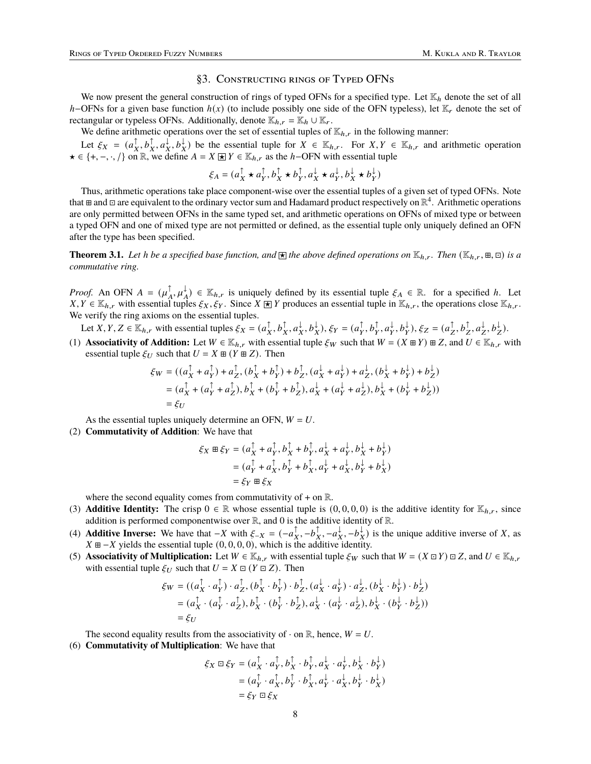## §3. Constructing rings of Typed OFNs

We now present the general construction of rings of typed OFNs for a specified type. Let $\mathbb{K}_h$ denote the set of all $h-$OFNs for a given base function $h(x)$ (to include possibly one side of the OFN typeless), let $\mathbb{K}_r$ denote the set of rectangular or typeless OFNs. Additionally, denote $\mathbb{K}_{h,r} = \mathbb{K}_h \cup \mathbb{K}_r$.

We define arithmetic operations over the set of essential tuples of $\mathbb{K}_{h,r}$ in the following manner:

Let $\xi_X = (a_X^\uparrow, b_X^\uparrow, a_X^\downarrow, b_X^\downarrow)$ be the essential tuple for $X \in \mathbb{K}_{h,r}$. For $X, Y \in \mathbb{K}_{h,r}$ and arithmetic operation $\star \in \{+, -, \cdot, /\}$ on $\mathbb{R}$, we define $A = X \boxed{\star} Y \in \mathbb{K}_{h,r}$ as the $h-$OFN with essential tuple

$$\xi_A = (a_X^\uparrow \star a_Y^\uparrow, b_X^\uparrow \star b_Y^\uparrow, a_X^\downarrow \star a_Y^\downarrow, b_X^\downarrow \star b_Y^\downarrow)$$

Thus, arithmetic operations take place component-wise over the essential tuples of a given set of typed OFNs. Note that $\boxplus$ and $\boxdot$ are equivalent to the ordinary vector sum and Hadamard product respectively on $\mathbb{R}^4$. Arithmetic operations are only permitted between OFNs in the same typed set, and arithmetic operations on OFNs of mixed type or between a typed OFN and one of mixed type are not permitted or defined, as the essential tuple only uniquely defined an OFN after the type has been specified.

**Theorem 3.1.** *Let h be a specified base function, and $\boxed{\star}$ the above defined operations on $\mathbb{K}_{h,r}$. Then $(\mathbb{K}_{h,r}, \boxplus, \boxdot)$ is a commutative ring.*

*Proof.* An OFN $A = (\mu_A^\uparrow, \mu_A^\downarrow) \in \mathbb{K}_{h,r}$ is uniquely defined by its essential tuple $\xi_A \in \mathbb{R}$. for a specified $h$. Let $X, Y \in \mathbb{K}_{h,r}$ with essential tuples $\xi_X, \xi_Y$. Since $X \boxed{\star} Y$ produces an essential tuple in $\mathbb{K}_{h,r}$, the operations close $\mathbb{K}_{h,r}$. We verify the ring axioms on the essential tuples.

Let $X, Y, Z \in \mathbb{K}_{h,r}$ with essential tuples $\xi_X = (a_X^\uparrow, b_X^\uparrow, a_X^\downarrow, b_X^\downarrow)$, $\xi_Y = (a_Y^\uparrow, b_Y^\uparrow, a_Y^\downarrow, b_Y^\downarrow)$, $\xi_Z = (a_Z^\uparrow, b_Z^\uparrow, a_Z^\downarrow, b_Z^\downarrow)$.

(1) **Associativity of Addition:** Let $W \in \mathbb{K}_{h,r}$ with essential tuple $\xi_W$ such that $W = (X \boxplus Y) \boxplus Z$, and $U \in \mathbb{K}_{h,r}$ with essential tuple $\xi_U$ such that $U = X \boxplus (Y \boxplus Z)$. Then

$$\begin{aligned}
\xi_W &= ((a_X^\uparrow + a_Y^\uparrow) + a_Z^\uparrow, (b_X^\uparrow + b_Y^\uparrow) + b_Z^\uparrow, (a_X^\downarrow + a_Y^\downarrow) + a_Z^\downarrow, (b_X^\downarrow + b_Y^\downarrow) + b_Z^\downarrow) \\
&= (a_X^\uparrow + (a_Y^\uparrow + a_Z^\uparrow), b_X^\uparrow + (b_Y^\uparrow + b_Z^\uparrow), a_X^\downarrow + (a_Y^\downarrow + a_Z^\downarrow), b_X^\downarrow + (b_Y^\downarrow + b_Z^\downarrow)) \\
&= \xi_U
\end{aligned}$$

As the essential tuples uniquely determine an OFN, $W = U$.

(2) **Commutativity of Addition**: We have that

$$\begin{aligned}
\xi_X \boxplus \xi_Y &= (a_X^\uparrow + a_Y^\uparrow, b_X^\uparrow + b_Y^\uparrow, a_X^\downarrow + a_Y^\downarrow, b_X^\downarrow + b_Y^\downarrow) \\
&= (a_Y^\uparrow + a_X^\uparrow, b_Y^\uparrow + b_X^\uparrow, a_Y^\downarrow + a_X^\downarrow, b_Y^\downarrow + b_X^\downarrow) \\
&= \xi_Y \boxplus \xi_X
\end{aligned}$$

where the second equality comes from commutativity of $+$ on $\mathbb{R}$.

(3) **Additive Identity:** The crisp $0 \in \mathbb{R}$ whose essential tuple is $(0, 0, 0, 0)$ is the additive identity for $\mathbb{K}_{h,r}$, since addition is performed componentwise over $\mathbb{R}$, and $0$ is the additive identity of $\mathbb{R}$.

(4) **Additive Inverse:** We have that $-X$ with $\xi_{-X} = (-a_X^\uparrow, -b_X^\uparrow, -a_X^\downarrow, -b_X^\downarrow)$ is the unique additive inverse of $X$, as $X \boxplus -X$ yields the essential tuple $(0, 0, 0, 0)$, which is the additive identity.

(5) **Associativity of Multiplication:** Let $W \in \mathbb{K}_{h,r}$ with essential tuple $\xi_W$ such that $W = (X \boxdot Y) \boxdot Z$, and $U \in \mathbb{K}_{h,r}$ with essential tuple $\xi_U$ such that $U = X \boxdot (Y \boxdot Z)$. Then

$$\begin{aligned}
\xi_W &= ((a_X^\uparrow \cdot a_Y^\uparrow) \cdot a_Z^\uparrow, (b_X^\uparrow \cdot b_Y^\uparrow) \cdot b_Z^\uparrow, (a_X^\downarrow \cdot a_Y^\downarrow) \cdot a_Z^\downarrow, (b_X^\downarrow \cdot b_Y^\downarrow) \cdot b_Z^\downarrow) \\
&= (a_X^\uparrow \cdot (a_Y^\uparrow \cdot a_Z^\uparrow), b_X^\uparrow \cdot (b_Y^\uparrow \cdot b_Z^\uparrow), a_X^\downarrow \cdot (a_Y^\downarrow \cdot a_Z^\downarrow), b_X^\downarrow \cdot (b_Y^\downarrow \cdot b_Z^\downarrow)) \\
&= \xi_U
\end{aligned}$$

The second equality results from the associativity of $\cdot$ on $\mathbb{R}$, hence, $W = U$.

(6) **Commutativity of Multiplication**: We have that

$$\begin{aligned}
\xi_X \boxdot \xi_Y &= (a_X^\uparrow \cdot a_Y^\uparrow, b_X^\uparrow \cdot b_Y^\uparrow, a_X^\downarrow \cdot a_Y^\downarrow, b_X^\downarrow \cdot b_Y^\downarrow) \\
&= (a_Y^\uparrow \cdot a_X^\uparrow, b_Y^\uparrow \cdot b_X^\uparrow, a_Y^\downarrow \cdot a_X^\downarrow, b_Y^\downarrow \cdot b_X^\downarrow) \\
&= \xi_Y \boxdot \xi_X
\end{aligned}$$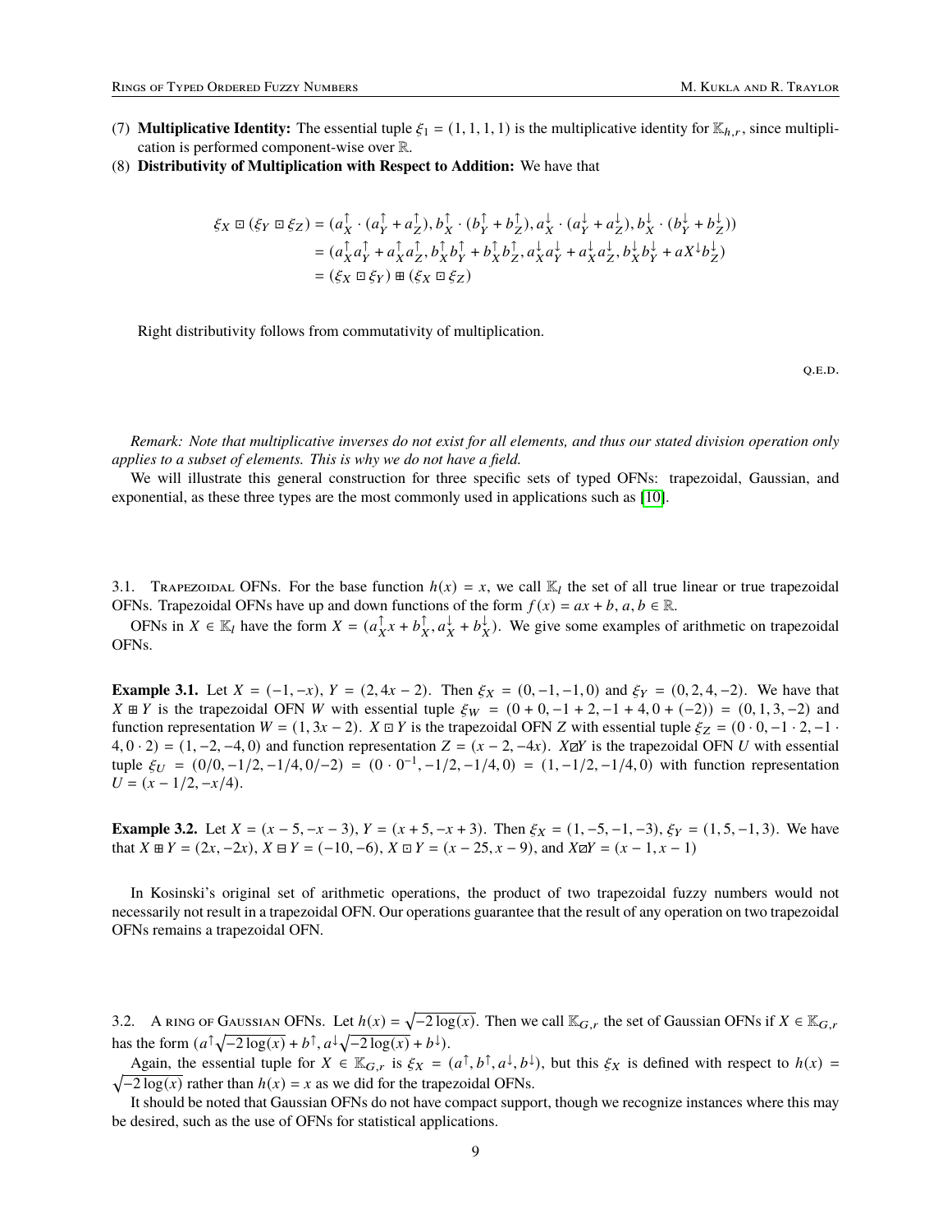(7) **Multiplicative Identity:** The essential tuple $\xi_1 = (1, 1, 1, 1)$ is the multiplicative identity for $\mathbb{K}_{h,r}$, since multiplication is performed component-wise over $\mathbb{R}$.
(8) **Distributivity of Multiplication with Respect to Addition:** We have that

$$
\begin{aligned}
\xi_X \boxdot (\xi_Y \boxdot \xi_Z) &= (a_X^{\uparrow} \cdot (a_Y^{\uparrow} + a_Z^{\uparrow}), b_X^{\uparrow} \cdot (b_Y^{\uparrow} + b_Z^{\uparrow}), a_X^{\downarrow} \cdot (a_Y^{\downarrow} + a_Z^{\downarrow}), b_X^{\downarrow} \cdot (b_Y^{\downarrow} + b_Z^{\downarrow})) \\
&= (a_X^{\uparrow} a_Y^{\uparrow} + a_X^{\uparrow} a_Z^{\uparrow}, b_X^{\uparrow} b_Y^{\uparrow} + b_X^{\uparrow} b_Z^{\uparrow}, a_X^{\downarrow} a_Y^{\downarrow} + a_X^{\downarrow} a_Z^{\downarrow}, b_X^{\downarrow} b_Y^{\downarrow} + aX^{\downarrow} b_Z^{\downarrow}) \\
&= (\xi_X \boxdot \xi_Y) \boxplus (\xi_X \boxdot \xi_Z)
\end{aligned}
$$

Right distributivity follows from commutativity of multiplication.

Q.E.D.

*Remark: Note that multiplicative inverses do not exist for all elements, and thus our stated division operation only applies to a subset of elements. This is why we do not have a field.*

We will illustrate this general construction for three specific sets of typed OFNs: trapezoidal, Gaussian, and exponential, as these three types are the most commonly used in applications such as [10].

### 3.1. Trapezoidal OFNs.

For the base function $h(x) = x$, we call $\mathbb{K}_l$ the set of all true linear or true trapezoidal OFNs. Trapezoidal OFNs have up and down functions of the form $f(x) = ax + b$, $a, b \in \mathbb{R}$.

OFNs in $X \in \mathbb{K}_l$ have the form $X = (a_X^{\uparrow} x + b_X^{\uparrow}, a_X^{\downarrow} + b_X^{\downarrow})$. We give some examples of arithmetic on trapezoidal OFNs.

**Example 3.1.** Let $X = (-1, -x)$, $Y = (2, 4x - 2)$. Then $\xi_X = (0, -1, -1, 0)$ and $\xi_Y = (0, 2, 4, -2)$. We have that $X \boxplus Y$ is the trapezoidal OFN $W$ with essential tuple $\xi_W = (0 + 0, -1 + 2, -1 + 4, 0 + (-2)) = (0, 1, 3, -2)$ and function representation $W = (1, 3x - 2)$. $X \boxdot Y$ is the trapezoidal OFN $Z$ with essential tuple $\xi_Z = (0 \cdot 0, -1 \cdot 2, -1 \cdot 4, 0 \cdot 2) = (1, -2, -4, 0)$ and function representation $Z = (x - 2, -4x)$. $X \boxslash Y$ is the trapezoidal OFN $U$ with essential tuple $\xi_U = (0/0, -1/2, -1/4, 0/-2) = (0 \cdot 0^{-1}, -1/2, -1/4, 0) = (1, -1/2, -1/4, 0)$ with function representation $U = (x - 1/2, -x/4)$.

**Example 3.2.** Let $X = (x - 5, -x - 3)$, $Y = (x + 5, -x + 3)$. Then $\xi_X = (1, -5, -1, -3)$, $\xi_Y = (1, 5, -1, 3)$. We have that $X \boxplus Y = (2x, -2x)$, $X \boxminus Y = (-10, -6)$, $X \boxdot Y = (x - 25, x - 9)$, and $X \boxslash Y = (x - 1, x - 1)$

In Kosinski's original set of arithmetic operations, the product of two trapezoidal fuzzy numbers would not necessarily not result in a trapezoidal OFN. Our operations guarantee that the result of any operation on two trapezoidal OFNs remains a trapezoidal OFN.

### 3.2. A ring of Gaussian OFNs.

Let $h(x) = \sqrt{-2\log(x)}$. Then we call $\mathbb{K}_{G,r}$ the set of Gaussian OFNs if $X \in \mathbb{K}_{G,r}$ has the form $(a^{\uparrow}\sqrt{-2\log(x)} + b^{\uparrow}, a^{\downarrow}\sqrt{-2\log(x)} + b^{\downarrow})$.

Again, the essential tuple for $X \in \mathbb{K}_{G,r}$ is $\xi_X = (a^{\uparrow}, b^{\uparrow}, a^{\downarrow}, b^{\downarrow})$, but this $\xi_X$ is defined with respect to $h(x) = \sqrt{-2\log(x)}$ rather than $h(x) = x$ as we did for the trapezoidal OFNs.

It should be noted that Gaussian OFNs do not have compact support, though we recognize instances where this may be desired, such as the use of OFNs for statistical applications.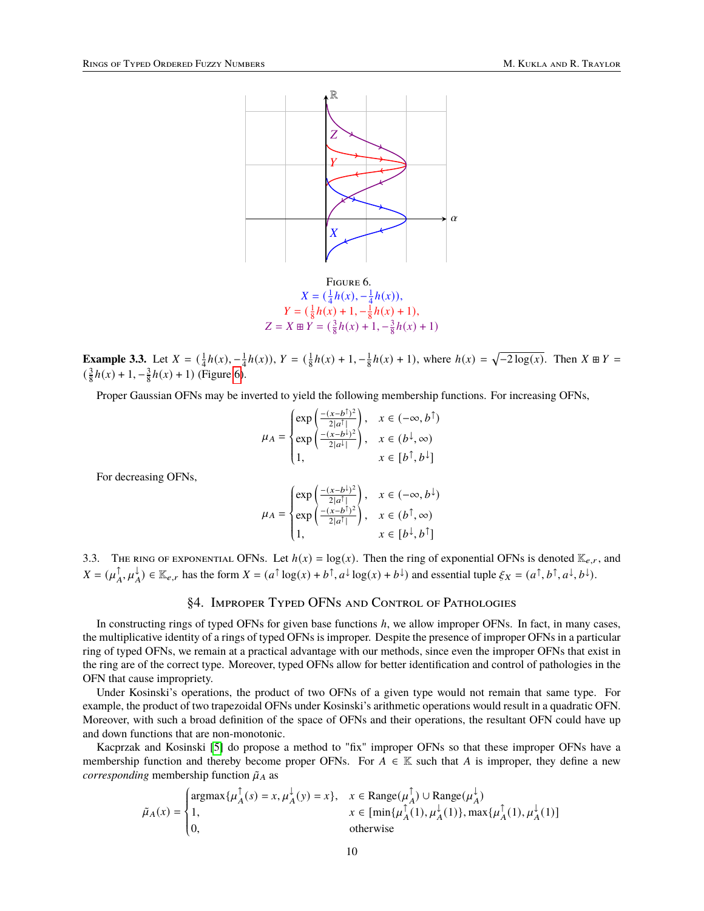ℝ

Z

Y

X

α

Figure 6.
$X = (\frac{1}{4}h(x), -\frac{1}{4}h(x))$,
$Y = (\frac{1}{8}h(x) + 1, -\frac{1}{8}h(x) + 1)$,
$Z = X \boxplus Y = (\frac{3}{8}h(x) + 1, -\frac{3}{8}h(x) + 1)$

**Example 3.3.** Let $X = (\frac{1}{4}h(x), -\frac{1}{4}h(x))$, $Y = (\frac{1}{8}h(x) + 1, -\frac{1}{8}h(x) + 1)$, where $h(x) = \sqrt{-2\log(x)}$. Then $X \boxplus Y = (\frac{3}{8}h(x) + 1, -\frac{3}{8}h(x) + 1)$ (Figure 6).

Proper Gaussian OFNs may be inverted to yield the following membership functions. For increasing OFNs,

$$\mu_A = \begin{cases} \exp\left(\frac{-(x-b^{\uparrow})^2}{2|a^{\uparrow}|}\right), & x \in (-\infty, b^{\uparrow}) \\ \exp\left(\frac{-(x-b^{\downarrow})^2}{2|a^{\downarrow}|}\right), & x \in (b^{\downarrow}, \infty) \\ 1, & x \in [b^{\uparrow}, b^{\downarrow}] \end{cases}$$

For decreasing OFNs,

$$\mu_A = \begin{cases} \exp\left(\frac{-(x-b^{\downarrow})^2}{2|a^{\uparrow}|}\right), & x \in (-\infty, b^{\downarrow}) \\ \exp\left(\frac{-(x-b^{\uparrow})^2}{2|a^{\uparrow}|}\right), & x \in (b^{\uparrow}, \infty) \\ 1, & x \in [b^{\downarrow}, b^{\uparrow}] \end{cases}$$

3.3. The ring of exponential OFNs. Let $h(x) = \log(x)$. Then the ring of exponential OFNs is denoted $\mathbb{K}_{e,r}$, and $X = (\mu_A^{\uparrow}, \mu_A^{\downarrow}) \in \mathbb{K}_{e,r}$ has the form $X = (a^{\uparrow}\log(x) + b^{\uparrow}, a^{\downarrow}\log(x) + b^{\downarrow})$ and essential tuple $\xi_X = (a^{\uparrow}, b^{\uparrow}, a^{\downarrow}, b^{\downarrow})$.

## §4. Improper Typed OFNs and Control of Pathologies

In constructing rings of typed OFNs for given base functions $h$, we allow improper OFNs. In fact, in many cases, the multiplicative identity of a rings of typed OFNs is improper. Despite the presence of improper OFNs in a particular ring of typed OFNs, we remain at a practical advantage with our methods, since even the improper OFNs that exist in the ring are of the correct type. Moreover, typed OFNs allow for better identification and control of pathologies in the OFN that cause impropriety.

Under Kosinski's operations, the product of two OFNs of a given type would not remain that same type. For example, the product of two trapezoidal OFNs under Kosinski's arithmetic operations would result in a quadratic OFN. Moreover, with such a broad definition of the space of OFNs and their operations, the resultant OFN could have up and down functions that are non-monotonic.

Kacprzak and Kosinski [5] do propose a method to "fix" improper OFNs so that these improper OFNs have a membership function and thereby become proper OFNs. For $A \in \mathbb{K}$ such that $A$ is improper, they define a new *corresponding* membership function $\tilde{\mu}_A$ as

$$\tilde{\mu}_A(x) = \begin{cases} \operatorname{argmax}\{\mu_A^{\uparrow}(s) = x, \mu_A^{\downarrow}(y) = x\}, & x \in \operatorname{Range}(\mu_A^{\uparrow}) \cup \operatorname{Range}(\mu_A^{\downarrow}) \\ 1, & x \in [\min\{\mu_A^{\uparrow}(1), \mu_A^{\downarrow}(1)\}, \max\{\mu_A^{\uparrow}(1), \mu_A^{\downarrow}(1)] \\ 0, & \text{otherwise} \end{cases}$$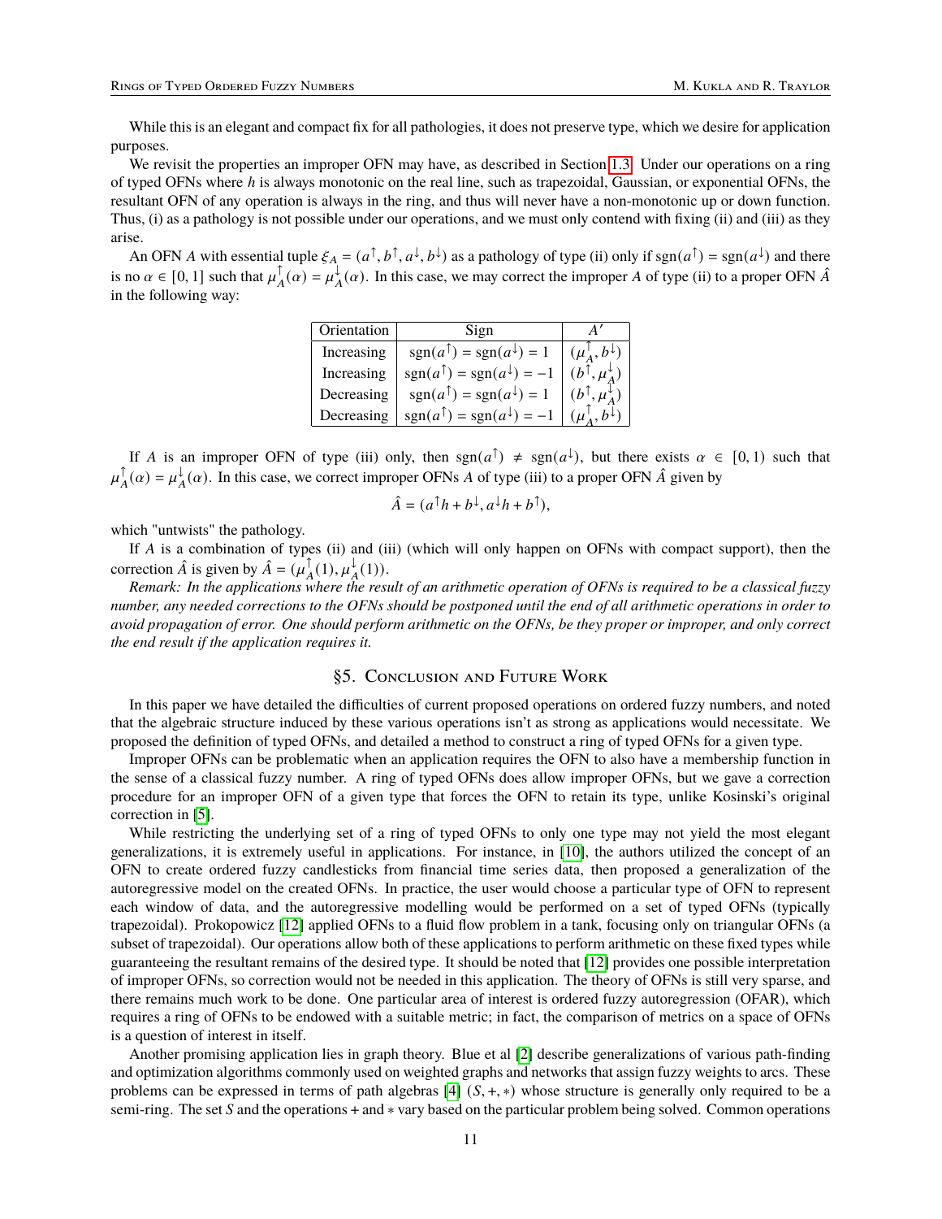While this is an elegant and compact fix for all pathologies, it does not preserve type, which we desire for application purposes.

We revisit the properties an improper OFN may have, as described in Section 1.3. Under our operations on a ring of typed OFNs where $h$ is always monotonic on the real line, such as trapezoidal, Gaussian, or exponential OFNs, the resultant OFN of any operation is always in the ring, and thus will never have a non-monotonic up or down function. Thus, (i) as a pathology is not possible under our operations, and we must only contend with fixing (ii) and (iii) as they arise.

An OFN $A$ with essential tuple $\xi_A = (a^\uparrow, b^\uparrow, a^\downarrow, b^\downarrow)$ as a pathology of type (ii) only if $\text{sgn}(a^\uparrow) = \text{sgn}(a^\downarrow)$ and there is no $\alpha \in [0,1]$ such that $\mu_A^\uparrow(\alpha) = \mu_A^\downarrow(\alpha)$. In this case, we may correct the improper $A$ of type (ii) to a proper OFN $\hat{A}$ in the following way:

| Orientation | Sign | $A'$ |
|---|---|---|
| Increasing | $\text{sgn}(a^\uparrow) = \text{sgn}(a^\downarrow) = 1$ | $(\mu_A^\uparrow, b^\downarrow)$ |
| Increasing | $\text{sgn}(a^\uparrow) = \text{sgn}(a^\downarrow) = -1$ | $(b^\uparrow, \mu_A^\downarrow)$ |
| Decreasing | $\text{sgn}(a^\uparrow) = \text{sgn}(a^\downarrow) = 1$ | $(b^\uparrow, \mu_A^\downarrow)$ |
| Decreasing | $\text{sgn}(a^\uparrow) = \text{sgn}(a^\downarrow) = -1$ | $(\mu_A^\uparrow, b^\downarrow)$ |

If $A$ is an improper OFN of type (iii) only, then $\text{sgn}(a^\uparrow) \neq \text{sgn}(a^\downarrow)$, but there exists $\alpha \in [0,1)$ such that $\mu_A^\uparrow(\alpha) = \mu_A^\downarrow(\alpha)$. In this case, we correct improper OFNs $A$ of type (iii) to a proper OFN $\hat{A}$ given by

$$\hat{A} = (a^\uparrow h + b^\downarrow, a^\downarrow h + b^\uparrow),$$

which "untwists" the pathology.

If $A$ is a combination of types (ii) and (iii) (which will only happen on OFNs with compact support), then the correction $\hat{A}$ is given by $\hat{A} = (\mu_A^\uparrow(1), \mu_A^\downarrow(1))$.

*Remark: In the applications where the result of an arithmetic operation of OFNs is required to be a classical fuzzy number, any needed corrections to the OFNs should be postponed until the end of all arithmetic operations in order to avoid propagation of error. One should perform arithmetic on the OFNs, be they proper or improper, and only correct the end result if the application requires it.*

## §5. Conclusion and Future Work

In this paper we have detailed the difficulties of current proposed operations on ordered fuzzy numbers, and noted that the algebraic structure induced by these various operations isn't as strong as applications would necessitate. We proposed the definition of typed OFNs, and detailed a method to construct a ring of typed OFNs for a given type.

Improper OFNs can be problematic when an application requires the OFN to also have a membership function in the sense of a classical fuzzy number. A ring of typed OFNs does allow improper OFNs, but we gave a correction procedure for an improper OFN of a given type that forces the OFN to retain its type, unlike Kosinski's original correction in [5].

While restricting the underlying set of a ring of typed OFNs to only one type may not yield the most elegant generalizations, it is extremely useful in applications. For instance, in [10], the authors utilized the concept of an OFN to create ordered fuzzy candlesticks from financial time series data, then proposed a generalization of the autoregressive model on the created OFNs. In practice, the user would choose a particular type of OFN to represent each window of data, and the autoregressive modelling would be performed on a set of typed OFNs (typically trapezoidal). Prokopowicz [12] applied OFNs to a fluid flow problem in a tank, focusing only on triangular OFNs (a subset of trapezoidal). Our operations allow both of these applications to perform arithmetic on these fixed types while guaranteeing the resultant remains of the desired type. It should be noted that [12] provides one possible interpretation of improper OFNs, so correction would not be needed in this application. The theory of OFNs is still very sparse, and there remains much work to be done. One particular area of interest is ordered fuzzy autoregression (OFAR), which requires a ring of OFNs to be endowed with a suitable metric; in fact, the comparison of metrics on a space of OFNs is a question of interest in itself.

Another promising application lies in graph theory. Blue et al [2] describe generalizations of various path-finding and optimization algorithms commonly used on weighted graphs and networks that assign fuzzy weights to arcs. These problems can be expressed in terms of path algebras [4] $(S, +, *)$ whose structure is generally only required to be a semi-ring. The set $S$ and the operations $+$ and $*$ vary based on the particular problem being solved. Common operations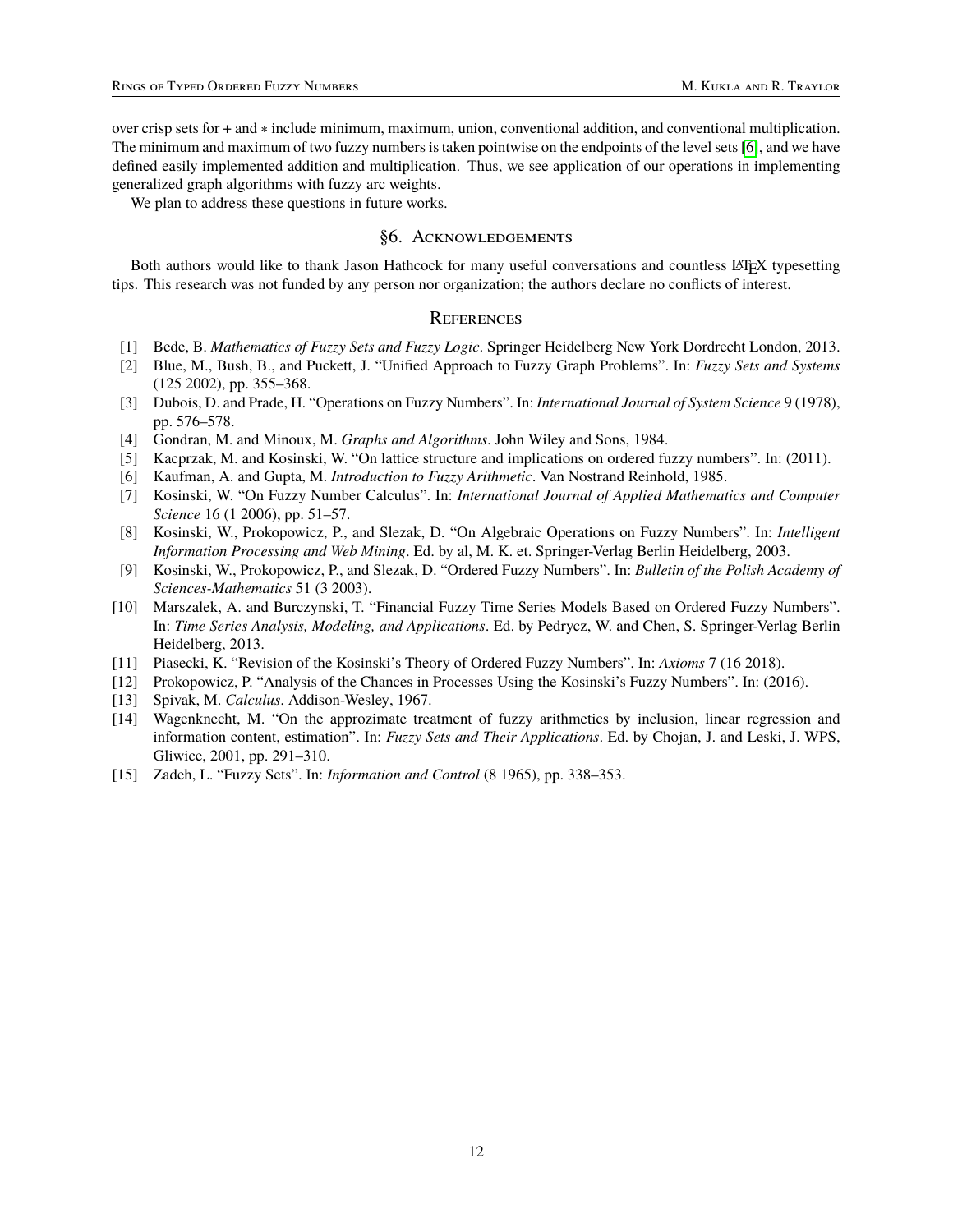over crisp sets for + and $*$ include minimum, maximum, union, conventional addition, and conventional multiplication. The minimum and maximum of two fuzzy numbers is taken pointwise on the endpoints of the level sets [6], and we have defined easily implemented addition and multiplication. Thus, we see application of our operations in implementing generalized graph algorithms with fuzzy arc weights.

We plan to address these questions in future works.

## §6. Acknowledgements

Both authors would like to thank Jason Hathcock for many useful conversations and countless LaTeX typesetting tips. This research was not funded by any person nor organization; the authors declare no conflicts of interest.

## References

[1] Bede, B. *Mathematics of Fuzzy Sets and Fuzzy Logic*. Springer Heidelberg New York Dordrecht London, 2013.

[2] Blue, M., Bush, B., and Puckett, J. "Unified Approach to Fuzzy Graph Problems". In: *Fuzzy Sets and Systems* (125 2002), pp. 355–368.

[3] Dubois, D. and Prade, H. "Operations on Fuzzy Numbers". In: *International Journal of System Science* 9 (1978), pp. 576–578.

[4] Gondran, M. and Minoux, M. *Graphs and Algorithms*. John Wiley and Sons, 1984.

[5] Kacprzak, M. and Kosinski, W. "On lattice structure and implications on ordered fuzzy numbers". In: (2011).

[6] Kaufman, A. and Gupta, M. *Introduction to Fuzzy Arithmetic*. Van Nostrand Reinhold, 1985.

[7] Kosinski, W. "On Fuzzy Number Calculus". In: *International Journal of Applied Mathematics and Computer Science* 16 (1 2006), pp. 51–57.

[8] Kosinski, W., Prokopowicz, P., and Slezak, D. "On Algebraic Operations on Fuzzy Numbers". In: *Intelligent Information Processing and Web Mining*. Ed. by al, M. K. et. Springer-Verlag Berlin Heidelberg, 2003.

[9] Kosinski, W., Prokopowicz, P., and Slezak, D. "Ordered Fuzzy Numbers". In: *Bulletin of the Polish Academy of Sciences-Mathematics* 51 (3 2003).

[10] Marszalek, A. and Burczynski, T. "Financial Fuzzy Time Series Models Based on Ordered Fuzzy Numbers". In: *Time Series Analysis, Modeling, and Applications*. Ed. by Pedrycz, W. and Chen, S. Springer-Verlag Berlin Heidelberg, 2013.

[11] Piasecki, K. "Revision of the Kosinski's Theory of Ordered Fuzzy Numbers". In: *Axioms* 7 (16 2018).

[12] Prokopowicz, P. "Analysis of the Chances in Processes Using the Kosinski's Fuzzy Numbers". In: (2016).

[13] Spivak, M. *Calculus*. Addison-Wesley, 1967.

[14] Wagenknecht, M. "On the approzimate treatment of fuzzy arithmetics by inclusion, linear regression and information content, estimation". In: *Fuzzy Sets and Their Applications*. Ed. by Chojan, J. and Leski, J. WPS, Gliwice, 2001, pp. 291–310.

[15] Zadeh, L. "Fuzzy Sets". In: *Information and Control* (8 1965), pp. 338–353.